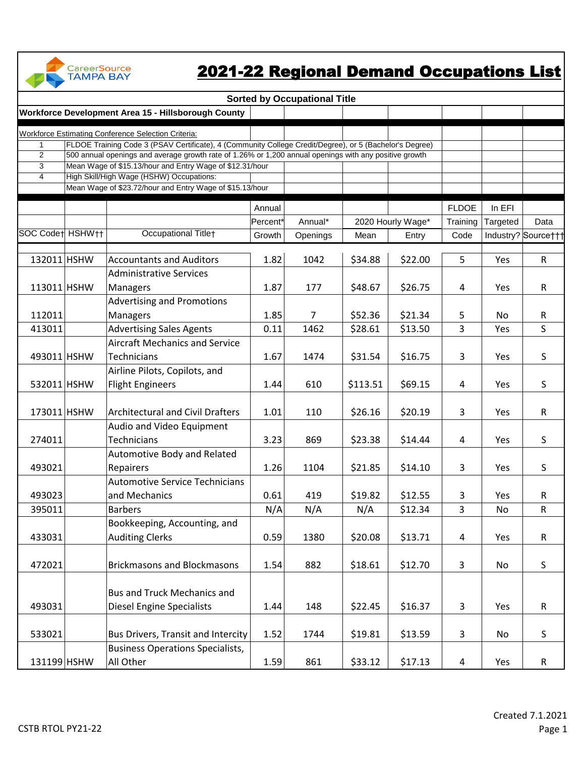CareerSource TAMPA BAY

# 2021-22 Regional Demand Occupations List

**Sorted by Occupational Title**

**Workforce Development Area 15 - Hillsborough County**

Workforce Estimating Conference Selection Criteria:

1. FLDOE Training Code 3 (PSAV Certificate), 4 (Community College Credit/Degree), or 5 (Bachelor's Degree)
2. 500 annual openings and average growth rate of 1.26% or 1,200 annual openings with any positive growth
3. Mean Wage of $15.13/hour and Entry Wage of $12.31/hour
4. High Skill/High Wage (HSHW) Occupations:
   Mean Wage of $23.72/hour and Entry Wage of $15.13/hour

| SOC Code† | HSHW†† | Occupational Title† | Annual Percent* Growth | Annual* Openings | 2020 Hourly Wage* Mean | Entry | FLDOE Training Code | In EFI Targeted Industry? | Data Source††† |
|---|---|---|---|---|---|---|---|---|---|
| 132011 | HSHW | Accountants and Auditors | 1.82 | 1042 | $34.88 | $22.00 | 5 | Yes | R |
| 113011 | HSHW | Administrative Services Managers | 1.87 | 177 | $48.67 | $26.75 | 4 | Yes | R |
| 112011 | | Advertising and Promotions Managers | 1.85 | 7 | $52.36 | $21.34 | 5 | No | R |
| 413011 | | Advertising Sales Agents | 0.11 | 1462 | $28.61 | $13.50 | 3 | Yes | S |
| 493011 | HSHW | Aircraft Mechanics and Service Technicians | 1.67 | 1474 | $31.54 | $16.75 | 3 | Yes | S |
| 532011 | HSHW | Airline Pilots, Copilots, and Flight Engineers | 1.44 | 610 | $113.51 | $69.15 | 4 | Yes | S |
| 173011 | HSHW | Architectural and Civil Drafters | 1.01 | 110 | $26.16 | $20.19 | 3 | Yes | R |
| 274011 | | Audio and Video Equipment Technicians | 3.23 | 869 | $23.38 | $14.44 | 4 | Yes | S |
| 493021 | | Automotive Body and Related Repairers | 1.26 | 1104 | $21.85 | $14.10 | 3 | Yes | S |
| 493023 | | Automotive Service Technicians and Mechanics | 0.61 | 419 | $19.82 | $12.55 | 3 | Yes | R |
| 395011 | | Barbers | N/A | N/A | N/A | $12.34 | 3 | No | R |
| 433031 | | Bookkeeping, Accounting, and Auditing Clerks | 0.59 | 1380 | $20.08 | $13.71 | 4 | Yes | R |
| 472021 | | Brickmasons and Blockmasons | 1.54 | 882 | $18.61 | $12.70 | 3 | No | S |
| 493031 | | Bus and Truck Mechanics and Diesel Engine Specialists | 1.44 | 148 | $22.45 | $16.37 | 3 | Yes | R |
| 533021 | | Bus Drivers, Transit and Intercity | 1.52 | 1744 | $19.81 | $13.59 | 3 | No | S |
| 131199 | HSHW | Business Operations Specialists, All Other | 1.59 | 861 | $33.12 | $17.13 | 4 | Yes | R |

Created 7.1.2021

CSTB RTOL PY21-22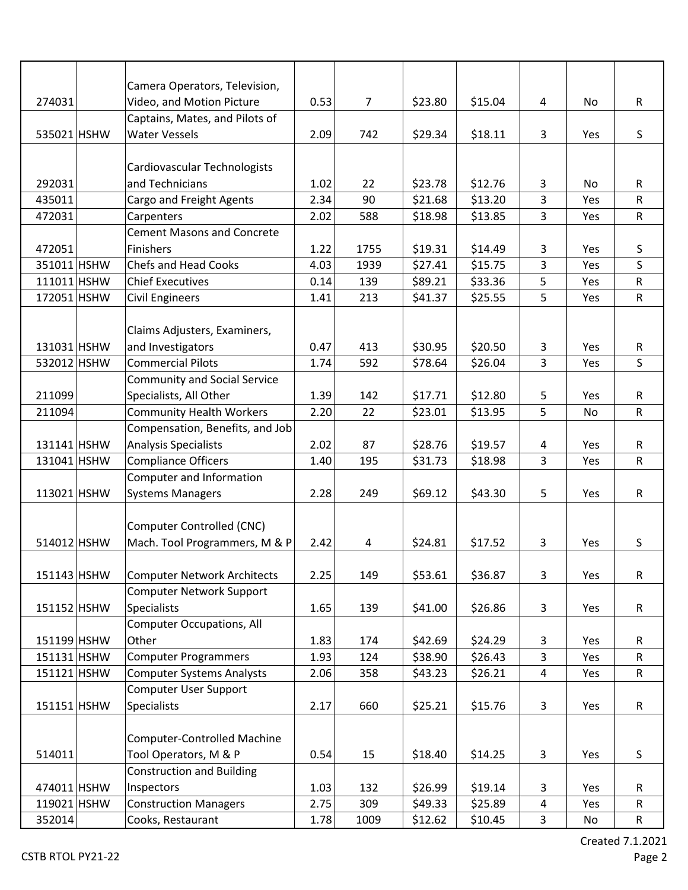| | | | | | | | | | |
|---|---|---|---|---|---|---|---|---|---|
| 274031 | | Camera Operators, Television, Video, and Motion Picture | 0.53 | 7 | $23.80 | $15.04 | 4 | No | R |
| 535021 | HSHW | Captains, Mates, and Pilots of Water Vessels | 2.09 | 742 | $29.34 | $18.11 | 3 | Yes | S |
| 292031 | | Cardiovascular Technologists and Technicians | 1.02 | 22 | $23.78 | $12.76 | 3 | No | R |
| 435011 | | Cargo and Freight Agents | 2.34 | 90 | $21.68 | $13.20 | 3 | Yes | R |
| 472031 | | Carpenters | 2.02 | 588 | $18.98 | $13.85 | 3 | Yes | R |
| 472051 | | Cement Masons and Concrete Finishers | 1.22 | 1755 | $19.31 | $14.49 | 3 | Yes | S |
| 351011 | HSHW | Chefs and Head Cooks | 4.03 | 1939 | $27.41 | $15.75 | 3 | Yes | S |
| 111011 | HSHW | Chief Executives | 0.14 | 139 | $89.21 | $33.36 | 5 | Yes | R |
| 172051 | HSHW | Civil Engineers | 1.41 | 213 | $41.37 | $25.55 | 5 | Yes | R |
| 131031 | HSHW | Claims Adjusters, Examiners, and Investigators | 0.47 | 413 | $30.95 | $20.50 | 3 | Yes | R |
| 532012 | HSHW | Commercial Pilots | 1.74 | 592 | $78.64 | $26.04 | 3 | Yes | S |
| 211099 | | Community and Social Service Specialists, All Other | 1.39 | 142 | $17.71 | $12.80 | 5 | Yes | R |
| 211094 | | Community Health Workers | 2.20 | 22 | $23.01 | $13.95 | 5 | No | R |
| 131141 | HSHW | Compensation, Benefits, and Job Analysis Specialists | 2.02 | 87 | $28.76 | $19.57 | 4 | Yes | R |
| 131041 | HSHW | Compliance Officers | 1.40 | 195 | $31.73 | $18.98 | 3 | Yes | R |
| 113021 | HSHW | Computer and Information Systems Managers | 2.28 | 249 | $69.12 | $43.30 | 5 | Yes | R |
| 514012 | HSHW | Computer Controlled (CNC) Mach. Tool Programmers, M & P | 2.42 | 4 | $24.81 | $17.52 | 3 | Yes | S |
| 151143 | HSHW | Computer Network Architects | 2.25 | 149 | $53.61 | $36.87 | 3 | Yes | R |
| 151152 | HSHW | Computer Network Support Specialists | 1.65 | 139 | $41.00 | $26.86 | 3 | Yes | R |
| 151199 | HSHW | Computer Occupations, All Other | 1.83 | 174 | $42.69 | $24.29 | 3 | Yes | R |
| 151131 | HSHW | Computer Programmers | 1.93 | 124 | $38.90 | $26.43 | 3 | Yes | R |
| 151121 | HSHW | Computer Systems Analysts | 2.06 | 358 | $43.23 | $26.21 | 4 | Yes | R |
| 151151 | HSHW | Computer User Support Specialists | 2.17 | 660 | $25.21 | $15.76 | 3 | Yes | R |
| 514011 | | Computer-Controlled Machine Tool Operators, M & P | 0.54 | 15 | $18.40 | $14.25 | 3 | Yes | S |
| 474011 | HSHW | Construction and Building Inspectors | 1.03 | 132 | $26.99 | $19.14 | 3 | Yes | R |
| 119021 | HSHW | Construction Managers | 2.75 | 309 | $49.33 | $25.89 | 4 | Yes | R |
| 352014 | | Cooks, Restaurant | 1.78 | 1009 | $12.62 | $10.45 | 3 | No | R |

Created 7.1.2021

CSTB RTOL PY21-22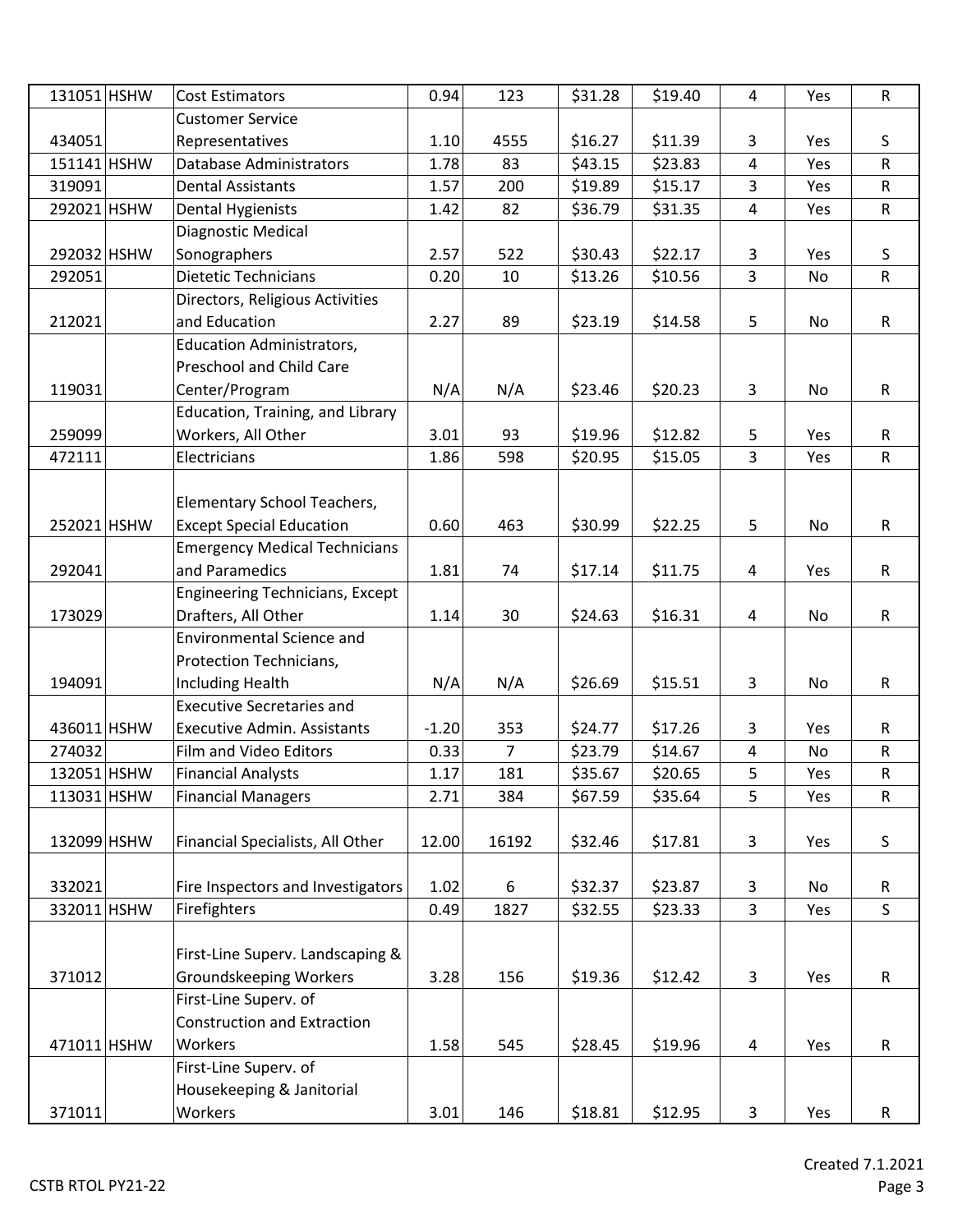| | | | | | | | | | |
|---|---|---|---|---|---|---|---|---|---|
| 131051 | HSHW | Cost Estimators | 0.94 | 123 | $31.28 | $19.40 | 4 | Yes | R |
| 434051 | | Customer Service Representatives | 1.10 | 4555 | $16.27 | $11.39 | 3 | Yes | S |
| 151141 | HSHW | Database Administrators | 1.78 | 83 | $43.15 | $23.83 | 4 | Yes | R |
| 319091 | | Dental Assistants | 1.57 | 200 | $19.89 | $15.17 | 3 | Yes | R |
| 292021 | HSHW | Dental Hygienists | 1.42 | 82 | $36.79 | $31.35 | 4 | Yes | R |
| 292032 | HSHW | Diagnostic Medical Sonographers | 2.57 | 522 | $30.43 | $22.17 | 3 | Yes | S |
| 292051 | | Dietetic Technicians | 0.20 | 10 | $13.26 | $10.56 | 3 | No | R |
| 212021 | | Directors, Religious Activities and Education | 2.27 | 89 | $23.19 | $14.58 | 5 | No | R |
| 119031 | | Education Administrators, Preschool and Child Care Center/Program | N/A | N/A | $23.46 | $20.23 | 3 | No | R |
| 259099 | | Education, Training, and Library Workers, All Other | 3.01 | 93 | $19.96 | $12.82 | 5 | Yes | R |
| 472111 | | Electricians | 1.86 | 598 | $20.95 | $15.05 | 3 | Yes | R |
| 252021 | HSHW | Elementary School Teachers, Except Special Education | 0.60 | 463 | $30.99 | $22.25 | 5 | No | R |
| 292041 | | Emergency Medical Technicians and Paramedics | 1.81 | 74 | $17.14 | $11.75 | 4 | Yes | R |
| 173029 | | Engineering Technicians, Except Drafters, All Other | 1.14 | 30 | $24.63 | $16.31 | 4 | No | R |
| 194091 | | Environmental Science and Protection Technicians, Including Health | N/A | N/A | $26.69 | $15.51 | 3 | No | R |
| 436011 | HSHW | Executive Secretaries and Executive Admin. Assistants | -1.20 | 353 | $24.77 | $17.26 | 3 | Yes | R |
| 274032 | | Film and Video Editors | 0.33 | 7 | $23.79 | $14.67 | 4 | No | R |
| 132051 | HSHW | Financial Analysts | 1.17 | 181 | $35.67 | $20.65 | 5 | Yes | R |
| 113031 | HSHW | Financial Managers | 2.71 | 384 | $67.59 | $35.64 | 5 | Yes | R |
| 132099 | HSHW | Financial Specialists, All Other | 12.00 | 16192 | $32.46 | $17.81 | 3 | Yes | S |
| 332021 | | Fire Inspectors and Investigators | 1.02 | 6 | $32.37 | $23.87 | 3 | No | R |
| 332011 | HSHW | Firefighters | 0.49 | 1827 | $32.55 | $23.33 | 3 | Yes | S |
| 371012 | | First-Line Superv. Landscaping & Groundskeeping Workers | 3.28 | 156 | $19.36 | $12.42 | 3 | Yes | R |
| 471011 | HSHW | First-Line Superv. of Construction and Extraction Workers | 1.58 | 545 | $28.45 | $19.96 | 4 | Yes | R |
| 371011 | | First-Line Superv. of Housekeeping & Janitorial Workers | 3.01 | 146 | $18.81 | $12.95 | 3 | Yes | R |

CSTB RTOL PY21-22

Created 7.1.2021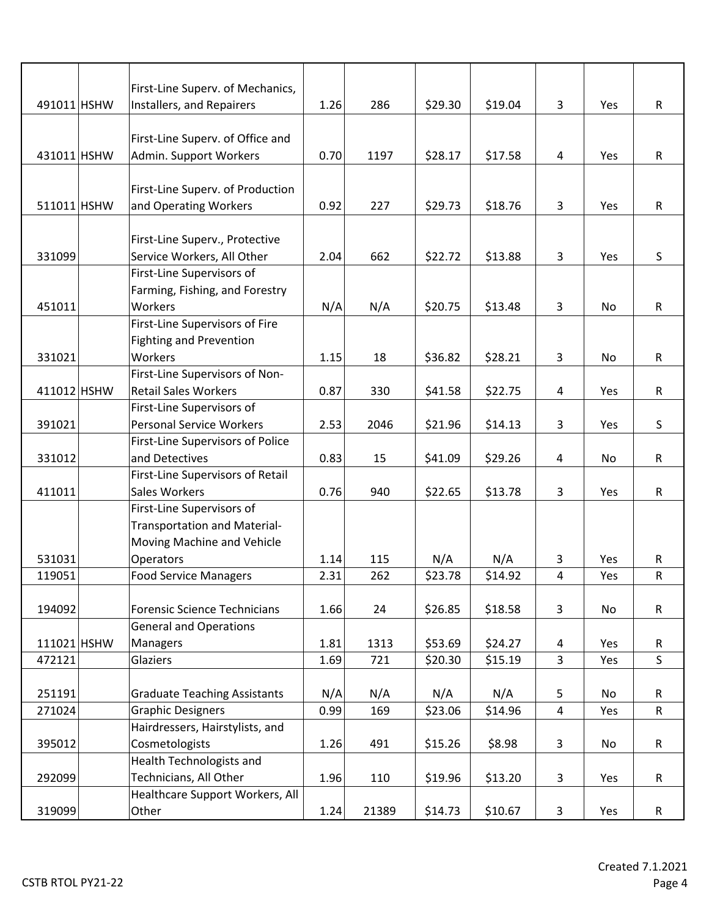| | | | | | | | | | |
|---|---|---|---|---|---|---|---|---|---|
| 491011 | HSHW | First-Line Superv. of Mechanics, Installers, and Repairers | 1.26 | 286 | $29.30 | $19.04 | 3 | Yes | R |
| 431011 | HSHW | First-Line Superv. of Office and Admin. Support Workers | 0.70 | 1197 | $28.17 | $17.58 | 4 | Yes | R |
| 511011 | HSHW | First-Line Superv. of Production and Operating Workers | 0.92 | 227 | $29.73 | $18.76 | 3 | Yes | R |
| 331099 | | First-Line Superv., Protective Service Workers, All Other | 2.04 | 662 | $22.72 | $13.88 | 3 | Yes | S |
| 451011 | | First-Line Supervisors of Farming, Fishing, and Forestry Workers | N/A | N/A | $20.75 | $13.48 | 3 | No | R |
| 331021 | | First-Line Supervisors of Fire Fighting and Prevention Workers | 1.15 | 18 | $36.82 | $28.21 | 3 | No | R |
| 411012 | HSHW | First-Line Supervisors of Non-Retail Sales Workers | 0.87 | 330 | $41.58 | $22.75 | 4 | Yes | R |
| 391021 | | First-Line Supervisors of Personal Service Workers | 2.53 | 2046 | $21.96 | $14.13 | 3 | Yes | S |
| 331012 | | First-Line Supervisors of Police and Detectives | 0.83 | 15 | $41.09 | $29.26 | 4 | No | R |
| 411011 | | First-Line Supervisors of Retail Sales Workers | 0.76 | 940 | $22.65 | $13.78 | 3 | Yes | R |
| 531031 | | First-Line Supervisors of Transportation and Material-Moving Machine and Vehicle Operators | 1.14 | 115 | N/A | N/A | 3 | Yes | R |
| 119051 | | Food Service Managers | 2.31 | 262 | $23.78 | $14.92 | 4 | Yes | R |
| 194092 | | Forensic Science Technicians | 1.66 | 24 | $26.85 | $18.58 | 3 | No | R |
| 111021 | HSHW | General and Operations Managers | 1.81 | 1313 | $53.69 | $24.27 | 4 | Yes | R |
| 472121 | | Glaziers | 1.69 | 721 | $20.30 | $15.19 | 3 | Yes | S |
| 251191 | | Graduate Teaching Assistants | N/A | N/A | N/A | N/A | 5 | No | R |
| 271024 | | Graphic Designers | 0.99 | 169 | $23.06 | $14.96 | 4 | Yes | R |
| 395012 | | Hairdressers, Hairstylists, and Cosmetologists | 1.26 | 491 | $15.26 | $8.98 | 3 | No | R |
| 292099 | | Health Technologists and Technicians, All Other | 1.96 | 110 | $19.96 | $13.20 | 3 | Yes | R |
| 319099 | | Healthcare Support Workers, All Other | 1.24 | 21389 | $14.73 | $10.67 | 3 | Yes | R |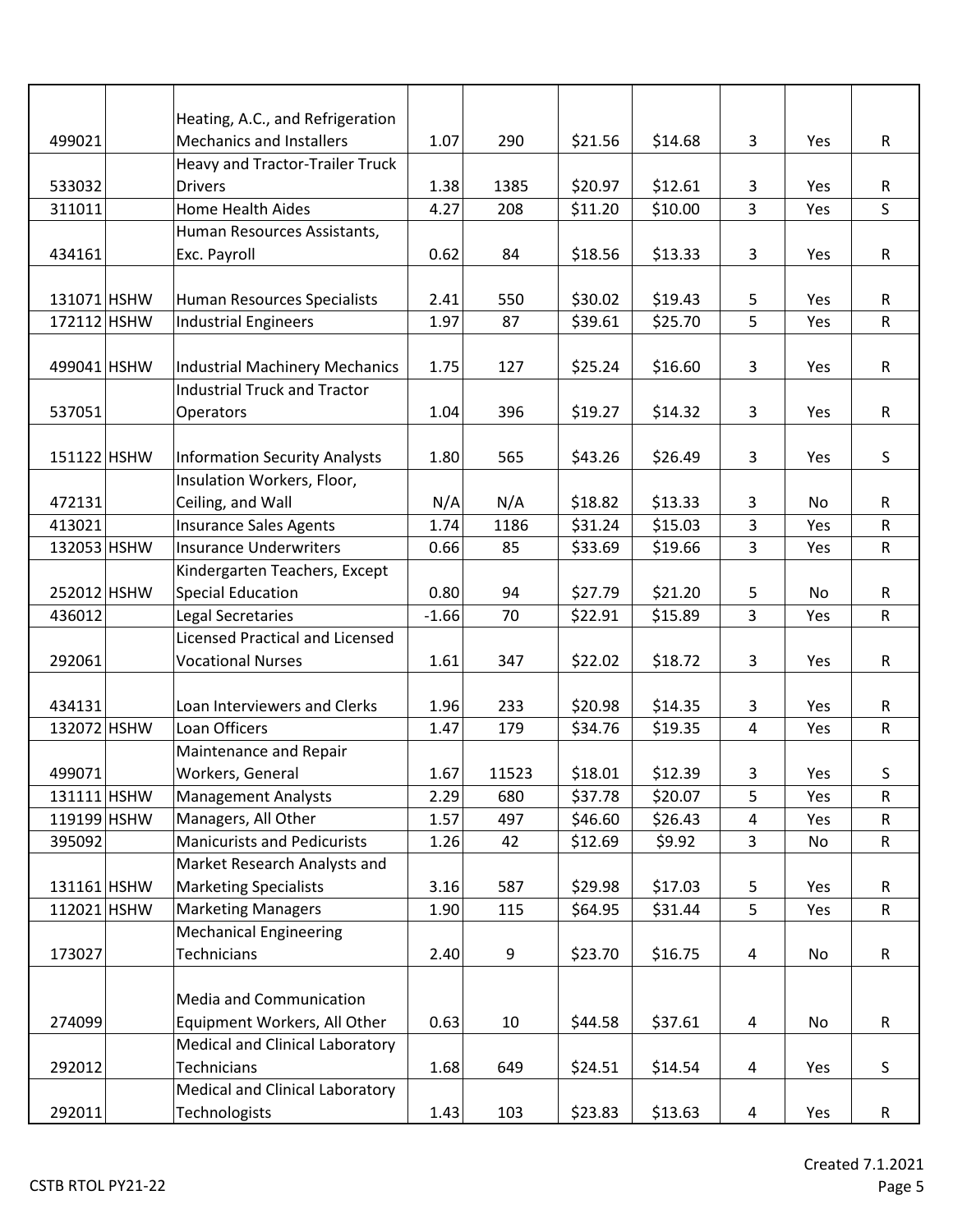| | | | | | | | | | |
|---|---|---|---|---|---|---|---|---|---|
| 499021 | | Heating, A.C., and Refrigeration Mechanics and Installers | 1.07 | 290 | $21.56 | $14.68 | 3 | Yes | R |
| 533032 | | Heavy and Tractor-Trailer Truck Drivers | 1.38 | 1385 | $20.97 | $12.61 | 3 | Yes | R |
| 311011 | | Home Health Aides | 4.27 | 208 | $11.20 | $10.00 | 3 | Yes | S |
| 434161 | | Human Resources Assistants, Exc. Payroll | 0.62 | 84 | $18.56 | $13.33 | 3 | Yes | R |
| 131071 | HSHW | Human Resources Specialists | 2.41 | 550 | $30.02 | $19.43 | 5 | Yes | R |
| 172112 | HSHW | Industrial Engineers | 1.97 | 87 | $39.61 | $25.70 | 5 | Yes | R |
| 499041 | HSHW | Industrial Machinery Mechanics | 1.75 | 127 | $25.24 | $16.60 | 3 | Yes | R |
| 537051 | | Industrial Truck and Tractor Operators | 1.04 | 396 | $19.27 | $14.32 | 3 | Yes | R |
| 151122 | HSHW | Information Security Analysts | 1.80 | 565 | $43.26 | $26.49 | 3 | Yes | S |
| 472131 | | Insulation Workers, Floor, Ceiling, and Wall | N/A | N/A | $18.82 | $13.33 | 3 | No | R |
| 413021 | | Insurance Sales Agents | 1.74 | 1186 | $31.24 | $15.03 | 3 | Yes | R |
| 132053 | HSHW | Insurance Underwriters | 0.66 | 85 | $33.69 | $19.66 | 3 | Yes | R |
| 252012 | HSHW | Kindergarten Teachers, Except Special Education | 0.80 | 94 | $27.79 | $21.20 | 5 | No | R |
| 436012 | | Legal Secretaries | -1.66 | 70 | $22.91 | $15.89 | 3 | Yes | R |
| 292061 | | Licensed Practical and Licensed Vocational Nurses | 1.61 | 347 | $22.02 | $18.72 | 3 | Yes | R |
| 434131 | | Loan Interviewers and Clerks | 1.96 | 233 | $20.98 | $14.35 | 3 | Yes | R |
| 132072 | HSHW | Loan Officers | 1.47 | 179 | $34.76 | $19.35 | 4 | Yes | R |
| 499071 | | Maintenance and Repair Workers, General | 1.67 | 11523 | $18.01 | $12.39 | 3 | Yes | S |
| 131111 | HSHW | Management Analysts | 2.29 | 680 | $37.78 | $20.07 | 5 | Yes | R |
| 119199 | HSHW | Managers, All Other | 1.57 | 497 | $46.60 | $26.43 | 4 | Yes | R |
| 395092 | | Manicurists and Pedicurists | 1.26 | 42 | $12.69 | $9.92 | 3 | No | R |
| 131161 | HSHW | Market Research Analysts and Marketing Specialists | 3.16 | 587 | $29.98 | $17.03 | 5 | Yes | R |
| 112021 | HSHW | Marketing Managers | 1.90 | 115 | $64.95 | $31.44 | 5 | Yes | R |
| 173027 | | Mechanical Engineering Technicians | 2.40 | 9 | $23.70 | $16.75 | 4 | No | R |
| 274099 | | Media and Communication Equipment Workers, All Other | 0.63 | 10 | $44.58 | $37.61 | 4 | No | R |
| 292012 | | Medical and Clinical Laboratory Technicians | 1.68 | 649 | $24.51 | $14.54 | 4 | Yes | S |
| 292011 | | Medical and Clinical Laboratory Technologists | 1.43 | 103 | $23.83 | $13.63 | 4 | Yes | R |

CSTB RTOL PY21-22

Created 7.1.2021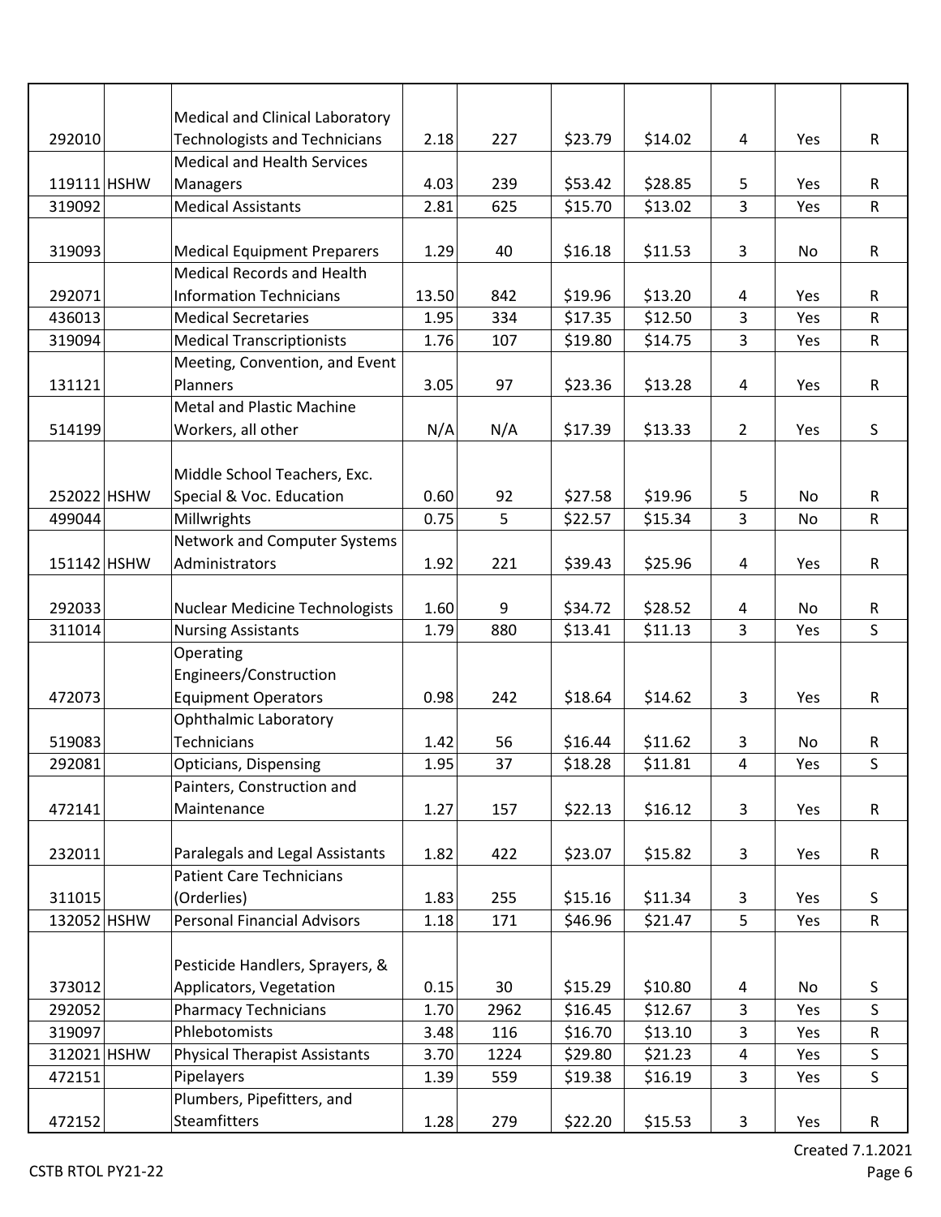| | | | | | | | | | |
|---|---|---|---|---|---|---|---|---|---|
| 292010 | | Medical and Clinical Laboratory Technologists and Technicians | 2.18 | 227 | $23.79 | $14.02 | 4 | Yes | R |
| 119111 | HSHW | Medical and Health Services Managers | 4.03 | 239 | $53.42 | $28.85 | 5 | Yes | R |
| 319092 | | Medical Assistants | 2.81 | 625 | $15.70 | $13.02 | 3 | Yes | R |
| 319093 | | Medical Equipment Preparers | 1.29 | 40 | $16.18 | $11.53 | 3 | No | R |
| 292071 | | Medical Records and Health Information Technicians | 13.50 | 842 | $19.96 | $13.20 | 4 | Yes | R |
| 436013 | | Medical Secretaries | 1.95 | 334 | $17.35 | $12.50 | 3 | Yes | R |
| 319094 | | Medical Transcriptionists | 1.76 | 107 | $19.80 | $14.75 | 3 | Yes | R |
| 131121 | | Meeting, Convention, and Event Planners | 3.05 | 97 | $23.36 | $13.28 | 4 | Yes | R |
| 514199 | | Metal and Plastic Machine Workers, all other | N/A | N/A | $17.39 | $13.33 | 2 | Yes | S |
| 252022 | HSHW | Middle School Teachers, Exc. Special & Voc. Education | 0.60 | 92 | $27.58 | $19.96 | 5 | No | R |
| 499044 | | Millwrights | 0.75 | 5 | $22.57 | $15.34 | 3 | No | R |
| 151142 | HSHW | Network and Computer Systems Administrators | 1.92 | 221 | $39.43 | $25.96 | 4 | Yes | R |
| 292033 | | Nuclear Medicine Technologists | 1.60 | 9 | $34.72 | $28.52 | 4 | No | R |
| 311014 | | Nursing Assistants | 1.79 | 880 | $13.41 | $11.13 | 3 | Yes | S |
| 472073 | | Operating Engineers/Construction Equipment Operators | 0.98 | 242 | $18.64 | $14.62 | 3 | Yes | R |
| 519083 | | Ophthalmic Laboratory Technicians | 1.42 | 56 | $16.44 | $11.62 | 3 | No | R |
| 292081 | | Opticians, Dispensing | 1.95 | 37 | $18.28 | $11.81 | 4 | Yes | S |
| 472141 | | Painters, Construction and Maintenance | 1.27 | 157 | $22.13 | $16.12 | 3 | Yes | R |
| 232011 | | Paralegals and Legal Assistants | 1.82 | 422 | $23.07 | $15.82 | 3 | Yes | R |
| 311015 | | Patient Care Technicians (Orderlies) | 1.83 | 255 | $15.16 | $11.34 | 3 | Yes | S |
| 132052 | HSHW | Personal Financial Advisors | 1.18 | 171 | $46.96 | $21.47 | 5 | Yes | R |
| 373012 | | Pesticide Handlers, Sprayers, & Applicators, Vegetation | 0.15 | 30 | $15.29 | $10.80 | 4 | No | S |
| 292052 | | Pharmacy Technicians | 1.70 | 2962 | $16.45 | $12.67 | 3 | Yes | S |
| 319097 | | Phlebotomists | 3.48 | 116 | $16.70 | $13.10 | 3 | Yes | R |
| 312021 | HSHW | Physical Therapist Assistants | 3.70 | 1224 | $29.80 | $21.23 | 4 | Yes | S |
| 472151 | | Pipelayers | 1.39 | 559 | $19.38 | $16.19 | 3 | Yes | S |
| 472152 | | Plumbers, Pipefitters, and Steamfitters | 1.28 | 279 | $22.20 | $15.53 | 3 | Yes | R |

Created 7.1.2021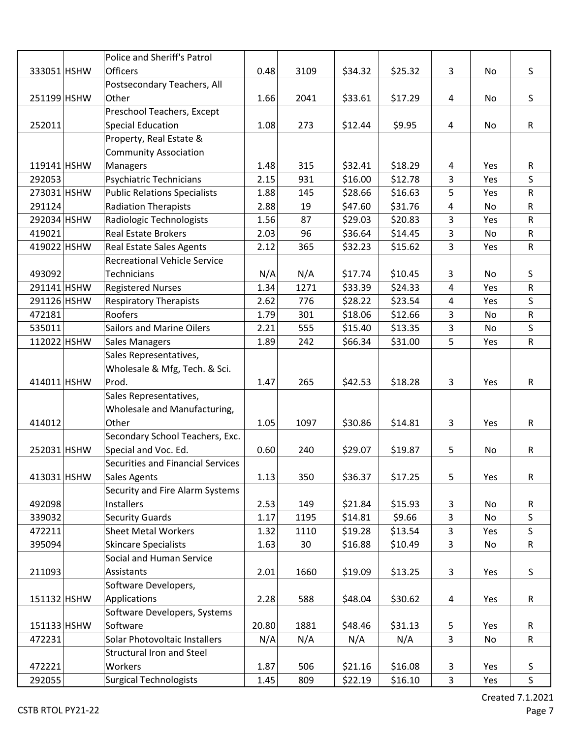| | | | | | | | | | |
|---|---|---|---|---|---|---|---|---|---|
| 333051 | HSHW | Police and Sheriff's Patrol Officers | 0.48 | 3109 | $34.32 | $25.32 | 3 | No | S |
| 251199 | HSHW | Postsecondary Teachers, All Other | 1.66 | 2041 | $33.61 | $17.29 | 4 | No | S |
| 252011 | | Preschool Teachers, Except Special Education | 1.08 | 273 | $12.44 | $9.95 | 4 | No | R |
| 119141 | HSHW | Property, Real Estate & Community Association Managers | 1.48 | 315 | $32.41 | $18.29 | 4 | Yes | R |
| 292053 | | Psychiatric Technicians | 2.15 | 931 | $16.00 | $12.78 | 3 | Yes | S |
| 273031 | HSHW | Public Relations Specialists | 1.88 | 145 | $28.66 | $16.63 | 5 | Yes | R |
| 291124 | | Radiation Therapists | 2.88 | 19 | $47.60 | $31.76 | 4 | No | R |
| 292034 | HSHW | Radiologic Technologists | 1.56 | 87 | $29.03 | $20.83 | 3 | Yes | R |
| 419021 | | Real Estate Brokers | 2.03 | 96 | $36.64 | $14.45 | 3 | No | R |
| 419022 | HSHW | Real Estate Sales Agents | 2.12 | 365 | $32.23 | $15.62 | 3 | Yes | R |
| 493092 | | Recreational Vehicle Service Technicians | N/A | N/A | $17.74 | $10.45 | 3 | No | S |
| 291141 | HSHW | Registered Nurses | 1.34 | 1271 | $33.39 | $24.33 | 4 | Yes | R |
| 291126 | HSHW | Respiratory Therapists | 2.62 | 776 | $28.22 | $23.54 | 4 | Yes | S |
| 472181 | | Roofers | 1.79 | 301 | $18.06 | $12.66 | 3 | No | R |
| 535011 | | Sailors and Marine Oilers | 2.21 | 555 | $15.40 | $13.35 | 3 | No | S |
| 112022 | HSHW | Sales Managers | 1.89 | 242 | $66.34 | $31.00 | 5 | Yes | R |
| 414011 | HSHW | Sales Representatives, Wholesale & Mfg, Tech. & Sci. Prod. | 1.47 | 265 | $42.53 | $18.28 | 3 | Yes | R |
| 414012 | | Sales Representatives, Wholesale and Manufacturing, Other | 1.05 | 1097 | $30.86 | $14.81 | 3 | Yes | R |
| 252031 | HSHW | Secondary School Teachers, Exc. Special and Voc. Ed. | 0.60 | 240 | $29.07 | $19.87 | 5 | No | R |
| 413031 | HSHW | Securities and Financial Services Sales Agents | 1.13 | 350 | $36.37 | $17.25 | 5 | Yes | R |
| 492098 | | Security and Fire Alarm Systems Installers | 2.53 | 149 | $21.84 | $15.93 | 3 | No | R |
| 339032 | | Security Guards | 1.17 | 1195 | $14.81 | $9.66 | 3 | No | S |
| 472211 | | Sheet Metal Workers | 1.32 | 1110 | $19.28 | $13.54 | 3 | Yes | S |
| 395094 | | Skincare Specialists | 1.63 | 30 | $16.88 | $10.49 | 3 | No | R |
| 211093 | | Social and Human Service Assistants | 2.01 | 1660 | $19.09 | $13.25 | 3 | Yes | S |
| 151132 | HSHW | Software Developers, Applications | 2.28 | 588 | $48.04 | $30.62 | 4 | Yes | R |
| 151133 | HSHW | Software Developers, Systems Software | 20.80 | 1881 | $48.46 | $31.13 | 5 | Yes | R |
| 472231 | | Solar Photovoltaic Installers | N/A | N/A | N/A | N/A | 3 | No | R |
| 472221 | | Structural Iron and Steel Workers | 1.87 | 506 | $21.16 | $16.08 | 3 | Yes | S |
| 292055 | | Surgical Technologists | 1.45 | 809 | $22.19 | $16.10 | 3 | Yes | S |

Created 7.1.2021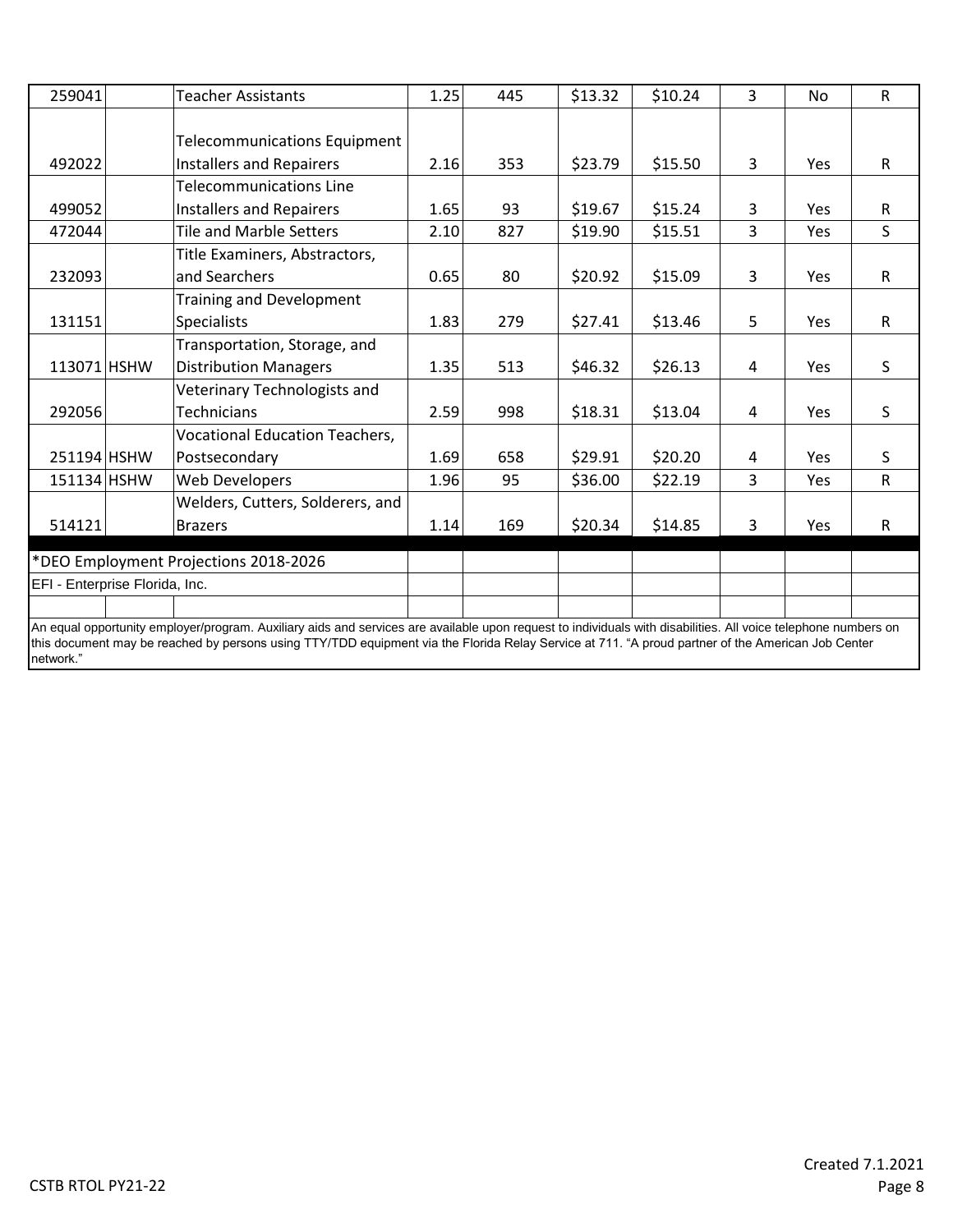| | | | | | | | | | |
|---|---|---|---|---|---|---|---|---|---|
| 259041 | | Teacher Assistants | 1.25 | 445 | $13.32 | $10.24 | 3 | No | R |
| 492022 | | Telecommunications Equipment Installers and Repairers | 2.16 | 353 | $23.79 | $15.50 | 3 | Yes | R |
| 499052 | | Telecommunications Line Installers and Repairers | 1.65 | 93 | $19.67 | $15.24 | 3 | Yes | R |
| 472044 | | Tile and Marble Setters | 2.10 | 827 | $19.90 | $15.51 | 3 | Yes | S |
| 232093 | | Title Examiners, Abstractors, and Searchers | 0.65 | 80 | $20.92 | $15.09 | 3 | Yes | R |
| 131151 | | Training and Development Specialists | 1.83 | 279 | $27.41 | $13.46 | 5 | Yes | R |
| 113071 | HSHW | Transportation, Storage, and Distribution Managers | 1.35 | 513 | $46.32 | $26.13 | 4 | Yes | S |
| 292056 | | Veterinary Technologists and Technicians | 2.59 | 998 | $18.31 | $13.04 | 4 | Yes | S |
| 251194 | HSHW | Vocational Education Teachers, Postsecondary | 1.69 | 658 | $29.91 | $20.20 | 4 | Yes | S |
| 151134 | HSHW | Web Developers | 1.96 | 95 | $36.00 | $22.19 | 3 | Yes | R |
| 514121 | | Welders, Cutters, Solderers, and Brazers | 1.14 | 169 | $20.34 | $14.85 | 3 | Yes | R |

*DEO Employment Projections 2018-2026

EFI - Enterprise Florida, Inc.

An equal opportunity employer/program. Auxiliary aids and services are available upon request to individuals with disabilities. All voice telephone numbers on this document may be reached by persons using TTY/TDD equipment via the Florida Relay Service at 711. "A proud partner of the American Job Center network."

Created 7.1.2021

CSTB RTOL PY21-22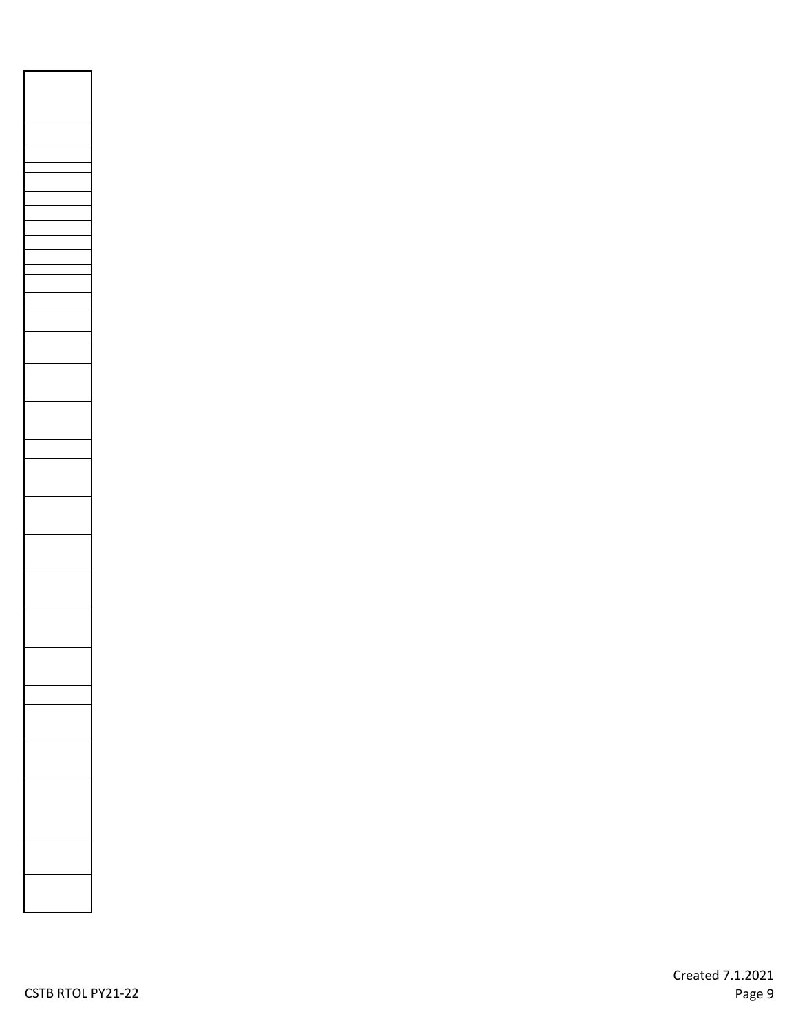| |
| --- |
| |
| |
| |
| |
| |
| |
| |
| |
| |
| |
| |
| |
| |
| |
| |
| |
| |
| |
| |
| |
| |
| |
| |
| |
| |
| |
| |
| |
| |
| |
| |

Created 7.1.2021